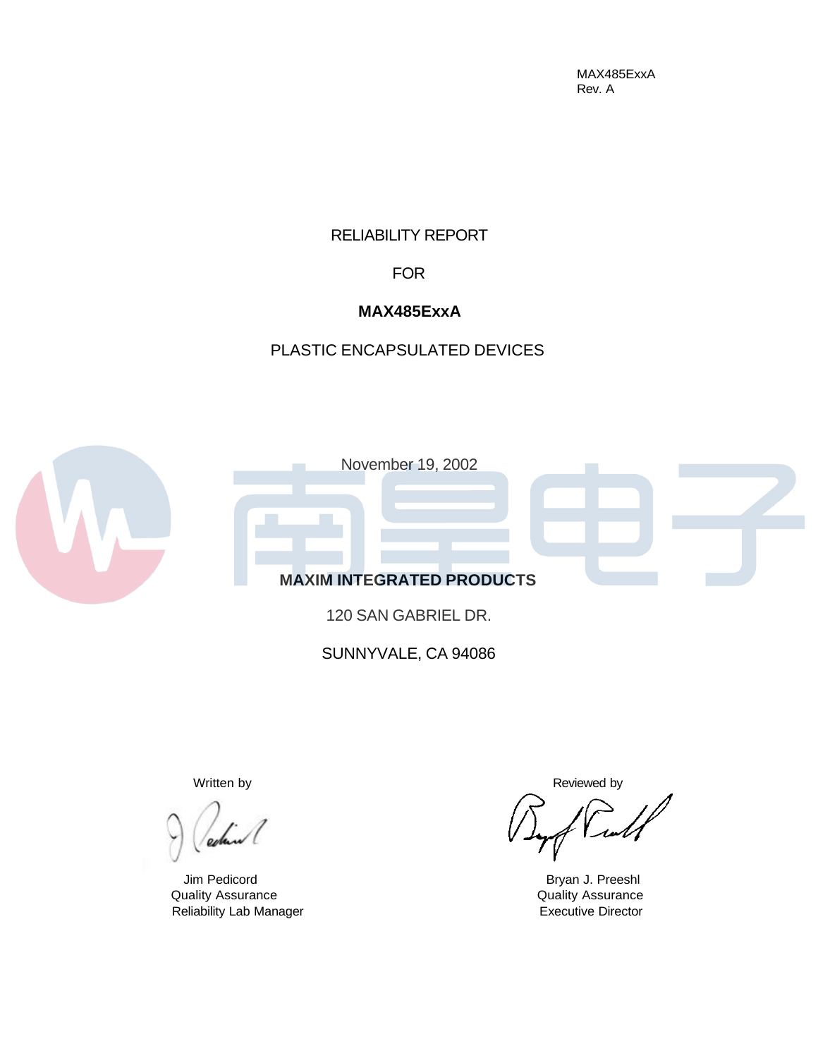MAX485ExxA
Rev. A

# RELIABILITY REPORT

# FOR

# **MAX485ExxA**

# PLASTIC ENCAPSULATED DEVICES

November 19, 2002

**MAXIM INTEGRATED PRODUCTS**

120 SAN GABRIEL DR.

SUNNYVALE, CA 94086

Written by

Jim Pedicord
Quality Assurance
Reliability Lab Manager

Reviewed by

Bryan J. Preeshl
Quality Assurance
Executive Director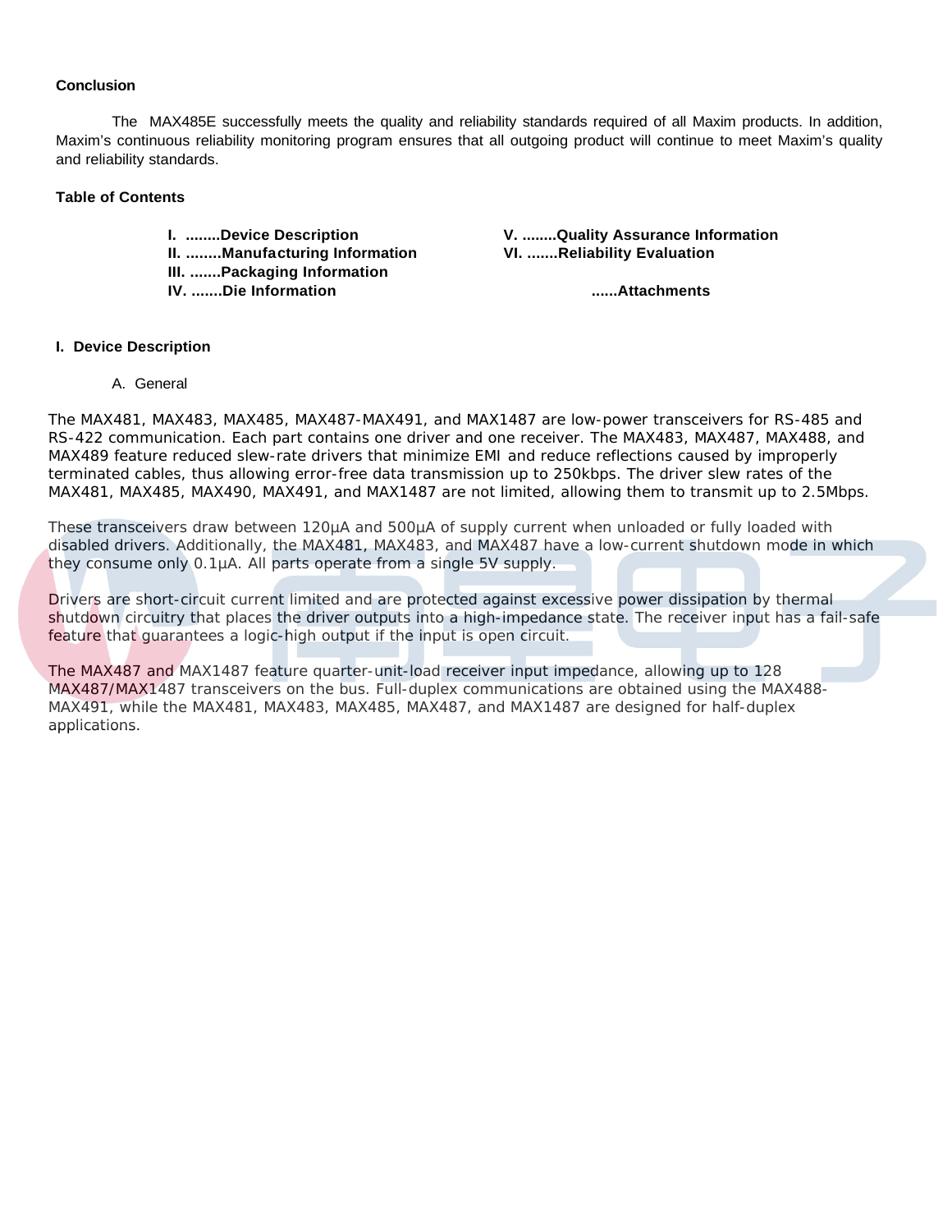## Conclusion

The MAX485E successfully meets the quality and reliability standards required of all Maxim products. In addition, Maxim's continuous reliability monitoring program ensures that all outgoing product will continue to meet Maxim's quality and reliability standards.

## Table of Contents

- **I. ........Device Description**
- **II. ........Manufacturing Information**
- **III. .......Packaging Information**
- **IV. .......Die Information**
- **V. ........Quality Assurance Information**
- **VI. .......Reliability Evaluation**
- **......Attachments**

## I. Device Description

A. General

The MAX481, MAX483, MAX485, MAX487-MAX491, and MAX1487 are low-power transceivers for RS-485 and RS-422 communication. Each part contains one driver and one receiver. The MAX483, MAX487, MAX488, and MAX489 feature reduced slew-rate drivers that minimize EMI and reduce reflections caused by improperly terminated cables, thus allowing error-free data transmission up to 250kbps. The driver slew rates of the MAX481, MAX485, MAX490, MAX491, and MAX1487 are not limited, allowing them to transmit up to 2.5Mbps.

These transceivers draw between 120µA and 500µA of supply current when unloaded or fully loaded with disabled drivers. Additionally, the MAX481, MAX483, and MAX487 have a low-current shutdown mode in which they consume only 0.1µA. All parts operate from a single 5V supply.

Drivers are short-circuit current limited and are protected against excessive power dissipation by thermal shutdown circuitry that places the driver outputs into a high-impedance state. The receiver input has a fail-safe feature that guarantees a logic-high output if the input is open circuit.

The MAX487 and MAX1487 feature quarter-unit-load receiver input impedance, allowing up to 128 MAX487/MAX1487 transceivers on the bus. Full-duplex communications are obtained using the MAX488-MAX491, while the MAX481, MAX483, MAX485, MAX487, and MAX1487 are designed for half-duplex applications.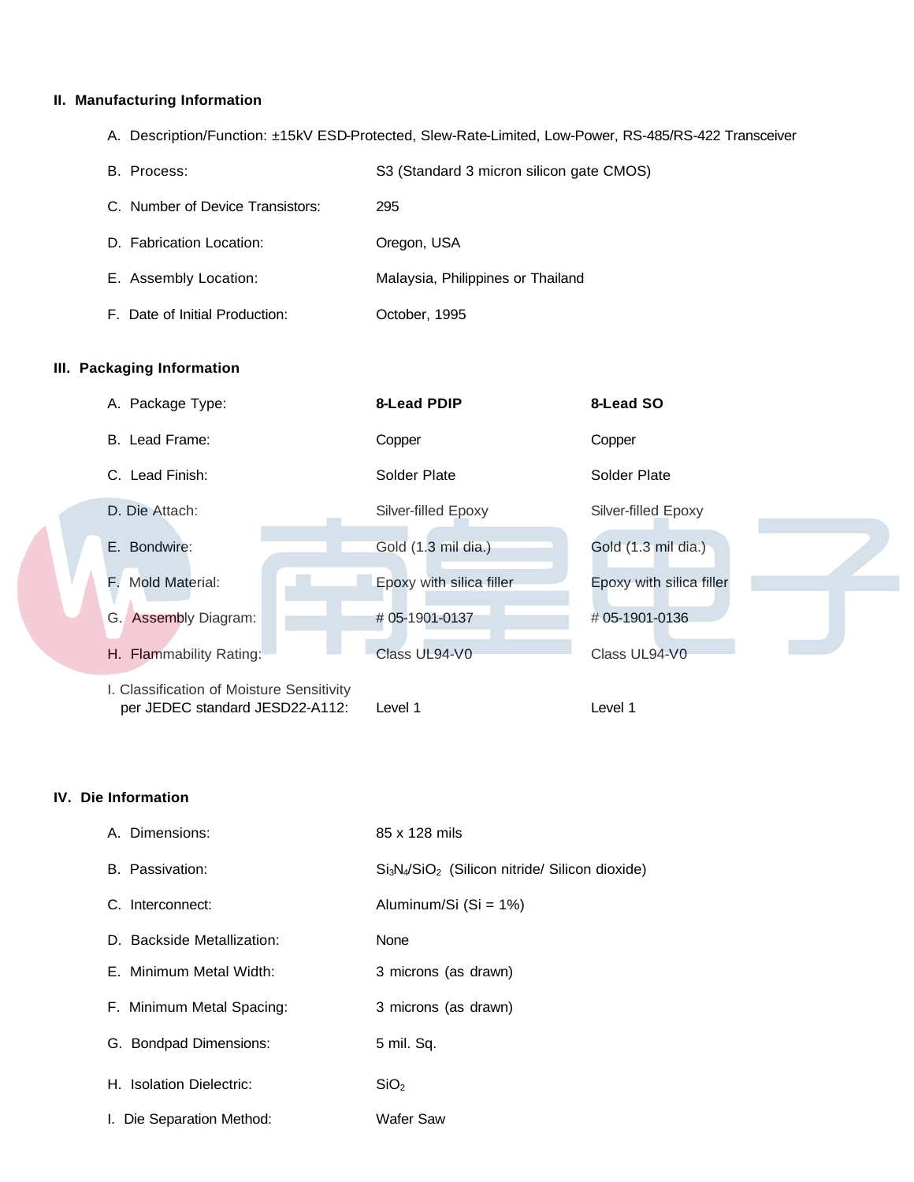## II. Manufacturing Information

A. Description/Function: ±15kV ESD-Protected, Slew-Rate-Limited, Low-Power, RS-485/RS-422 Transceiver

| | |
|---|---|
| B. Process: | S3 (Standard 3 micron silicon gate CMOS) |
| C. Number of Device Transistors: | 295 |
| D. Fabrication Location: | Oregon, USA |
| E. Assembly Location: | Malaysia, Philippines or Thailand |
| F. Date of Initial Production: | October, 1995 |

## III. Packaging Information

| A. Package Type: | **8-Lead PDIP** | **8-Lead SO** |
|---|---|---|
| B. Lead Frame: | Copper | Copper |
| C. Lead Finish: | Solder Plate | Solder Plate |
| D. Die Attach: | Silver-filled Epoxy | Silver-filled Epoxy |
| E. Bondwire: | Gold (1.3 mil dia.) | Gold (1.3 mil dia.) |
| F. Mold Material: | Epoxy with silica filler | Epoxy with silica filler |
| G. Assembly Diagram: | # 05-1901-0137 | # 05-1901-0136 |
| H. Flammability Rating: | Class UL94-V0 | Class UL94-V0 |
| I. Classification of Moisture Sensitivity per JEDEC standard JESD22-A112: | Level 1 | Level 1 |

## IV. Die Information

| | |
|---|---|
| A. Dimensions: | 85 x 128 mils |
| B. Passivation: | $Si_3N_4/SiO_2$ (Silicon nitride/ Silicon dioxide) |
| C. Interconnect: | Aluminum/Si (Si = 1%) |
| D. Backside Metallization: | None |
| E. Minimum Metal Width: | 3 microns (as drawn) |
| F. Minimum Metal Spacing: | 3 microns (as drawn) |
| G. Bondpad Dimensions: | 5 mil. Sq. |
| H. Isolation Dielectric: | $SiO_2$ |
| I. Die Separation Method: | Wafer Saw |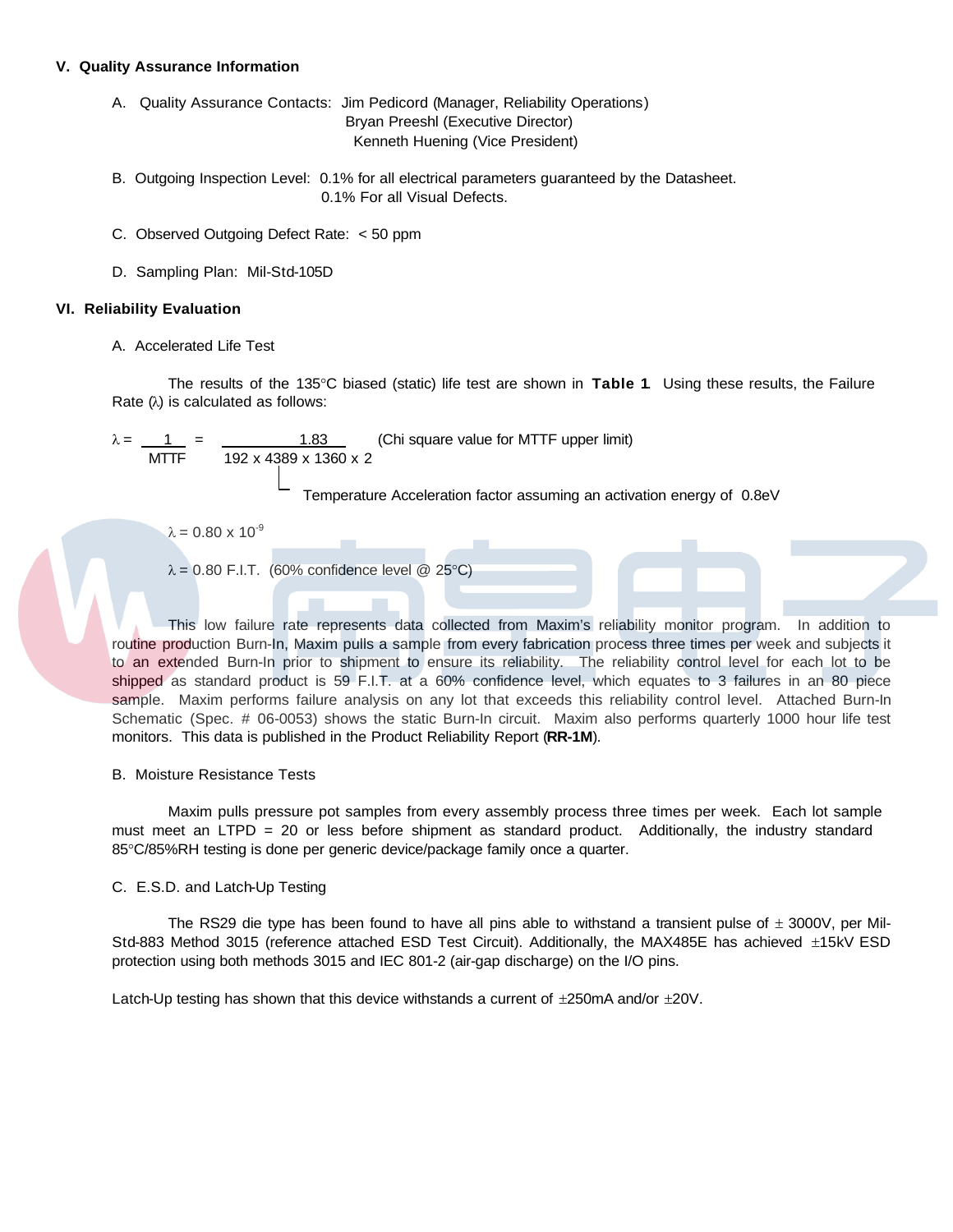## V. Quality Assurance Information

A. Quality Assurance Contacts: Jim Pedicord (Manager, Reliability Operations)
Bryan Preeshl (Executive Director)
Kenneth Huening (Vice President)

B. Outgoing Inspection Level: 0.1% for all electrical parameters guaranteed by the Datasheet.
0.1% For all Visual Defects.

C. Observed Outgoing Defect Rate: < 50 ppm

D. Sampling Plan: Mil-Std-105D

## VI. Reliability Evaluation

A. Accelerated Life Test

The results of the 135°C biased (static) life test are shown in **Table 1**. Using these results, the Failure Rate ($\lambda$) is calculated as follows:

$$\lambda = \frac{1}{\text{MTTF}} = \frac{1.83}{192 \times 4389 \times 1360 \times 2}$$

(Chi square value for MTTF upper limit)

Temperature Acceleration factor assuming an activation energy of 0.8eV

$\lambda = 0.80 \times 10^{-9}$

$\lambda$ = 0.80 F.I.T. (60% confidence level @ 25°C)

This low failure rate represents data collected from Maxim's reliability monitor program. In addition to routine production Burn-In, Maxim pulls a sample from every fabrication process three times per week and subjects it to an extended Burn-In prior to shipment to ensure its reliability. The reliability control level for each lot to be shipped as standard product is 59 F.I.T. at a 60% confidence level, which equates to 3 failures in an 80 piece sample. Maxim performs failure analysis on any lot that exceeds this reliability control level. Attached Burn-In Schematic (Spec. # 06-0053) shows the static Burn-In circuit. Maxim also performs quarterly 1000 hour life test monitors. This data is published in the Product Reliability Report (**RR-1M**).

B. Moisture Resistance Tests

Maxim pulls pressure pot samples from every assembly process three times per week. Each lot sample must meet an LTPD = 20 or less before shipment as standard product. Additionally, the industry standard 85°C/85%RH testing is done per generic device/package family once a quarter.

C. E.S.D. and Latch-Up Testing

The RS29 die type has been found to have all pins able to withstand a transient pulse of ± 3000V, per Mil-Std-883 Method 3015 (reference attached ESD Test Circuit). Additionally, the MAX485E has achieved ±15kV ESD protection using both methods 3015 and IEC 801-2 (air-gap discharge) on the I/O pins.

Latch-Up testing has shown that this device withstands a current of ±250mA and/or ±20V.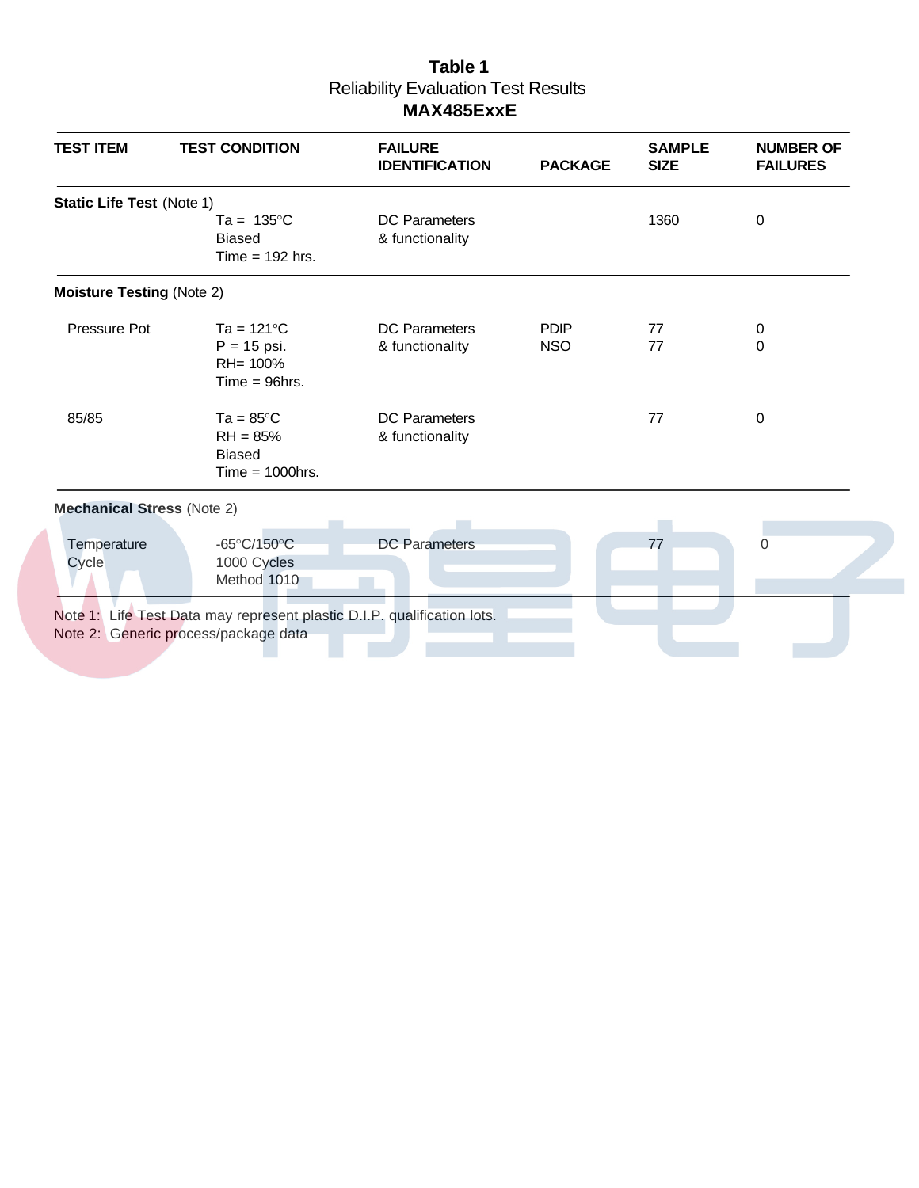**Table 1**

Reliability Evaluation Test Results

**MAX485ExxE**

| TEST ITEM | TEST CONDITION | FAILURE IDENTIFICATION | PACKAGE | SAMPLE SIZE | NUMBER OF FAILURES |
|---|---|---|---|---|---|
| **Static Life Test** (Note 1) | | | | | |
| | Ta = 135°C<br>Biased<br>Time = 192 hrs. | DC Parameters & functionality | | 1360 | 0 |
| **Moisture Testing** (Note 2) | | | | | |
| Pressure Pot | Ta = 121°C<br>P = 15 psi.<br>RH= 100%<br>Time = 96hrs. | DC Parameters & functionality | PDIP<br>NSO | 77<br>77 | 0<br>0 |
| 85/85 | Ta = 85°C<br>RH = 85%<br>Biased<br>Time = 1000hrs. | DC Parameters & functionality | | 77 | 0 |
| **Mechanical Stress** (Note 2) | | | | | |
| Temperature Cycle | -65°C/150°C<br>1000 Cycles<br>Method 1010 | DC Parameters | | 77 | 0 |

Note 1: Life Test Data may represent plastic D.I.P. qualification lots.

Note 2: Generic process/package data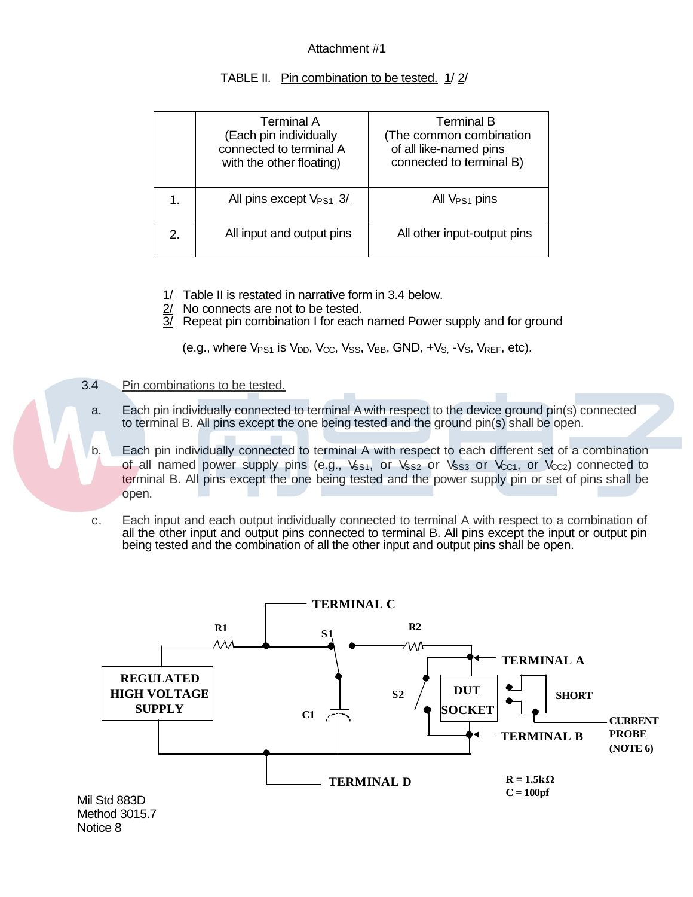Attachment #1

TABLE II. Pin combination to be tested. 1/ 2/

| | Terminal A (Each pin individually connected to terminal A with the other floating) | Terminal B (The common combination of all like-named pins connected to terminal B) |
|---|---|---|
| 1. | All pins except $V_{PS1}$ 3/ | All $V_{PS1}$ pins |
| 2. | All input and output pins | All other input-output pins |

1/ Table II is restated in narrative form in 3.4 below.
2/ No connects are not to be tested.
3/ Repeat pin combination I for each named Power supply and for ground

(e.g., where $V_{PS1}$ is $V_{DD}$, $V_{CC}$, $V_{SS}$, $V_{BB}$, GND, $+V_S$, $-V_S$, $V_{REF}$, etc).

3.4 Pin combinations to be tested.

a. Each pin individually connected to terminal A with respect to the device ground pin(s) connected to terminal B. All pins except the one being tested and the ground pin(s) shall be open.

b. Each pin individually connected to terminal A with respect to each different set of a combination of all named power supply pins (e.g., $V_{SS1}$, or $V_{SS2}$ or $V_{SS3}$ or $V_{CC1}$, or $V_{CC2}$) connected to terminal B. All pins except the one being tested and the power supply pin or set of pins shall be open.

c. Each input and each output individually connected to terminal A with respect to a combination of all the other input and output pins connected to terminal B. All pins except the input or output pin being tested and the combination of all the other input and output pins shall be open.

TERMINAL C, R1, S1, R2, TERMINAL A, REGULATED HIGH VOLTAGE SUPPLY, S2, DUT SOCKET, SHORT, C1, CURRENT PROBE (NOTE 6), TERMINAL B, TERMINAL D

R = 1.5kΩ
C = 100pf

Mil Std 883D
Method 3015.7
Notice 8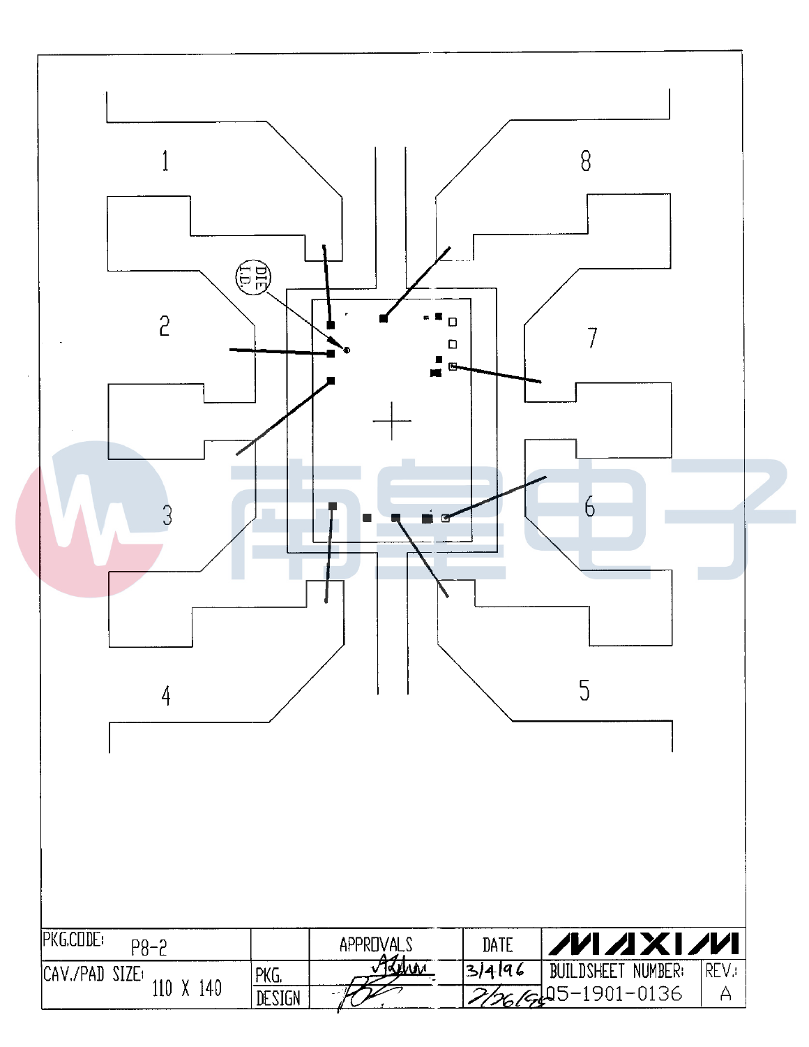1

8

2

DIE I.D.

7

3

6

4

5

| PKG.CODE: P8-2 | | APPROVALS | DATE | MAXIM | |
|---|---|---|---|---|---|
| CAV./PAD SIZE: 110 X 140 | PKG. | | 3/4/96 | BUILDSHEET NUMBER: | REV.: |
| | DESIGN | | 2/26/96 | 05-1901-0136 | A |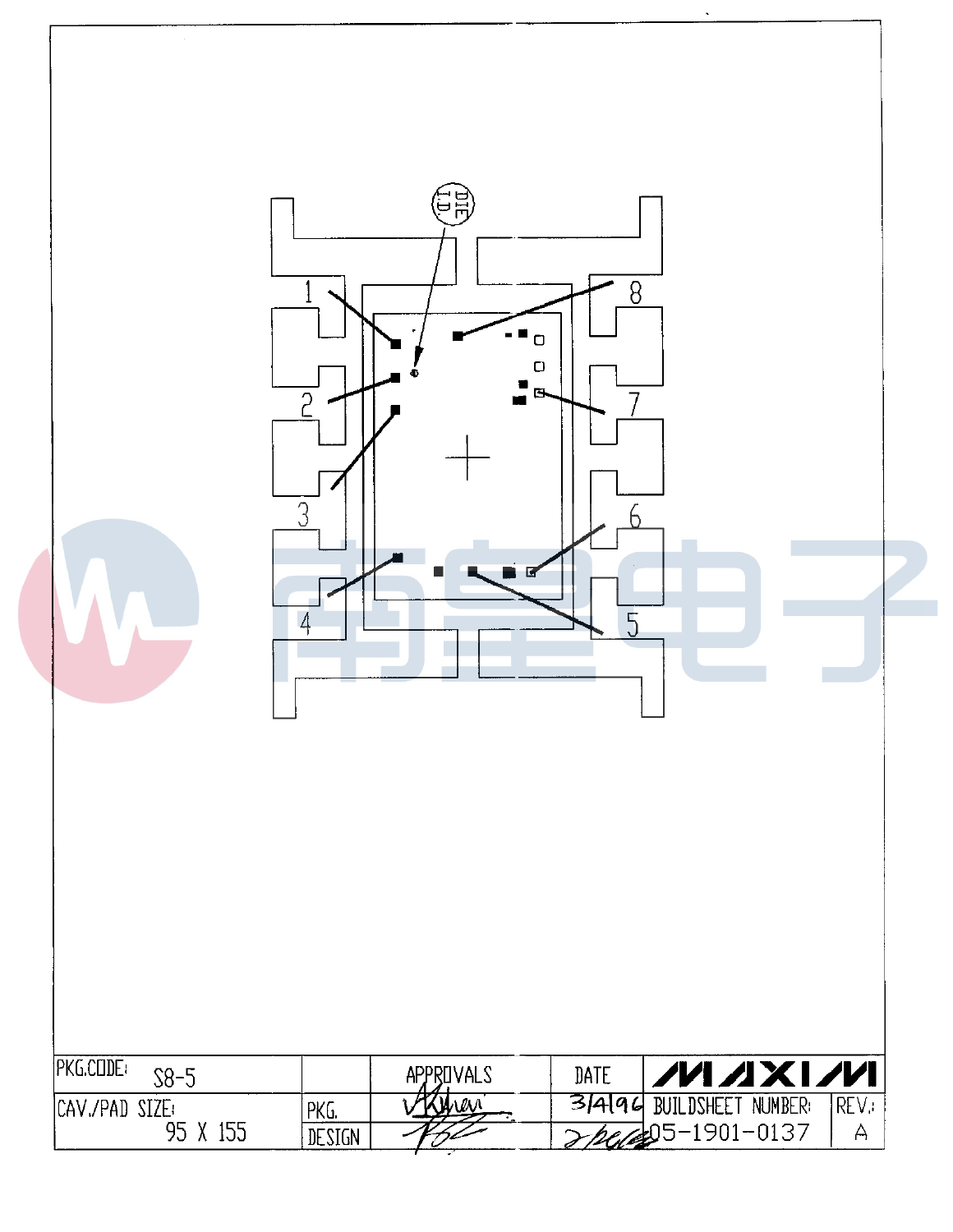DIE I.D.

1 2 3 4 5 6 7 8

| PKG.CODE: S8-5 | | APPROVALS | DATE | MAXIM | |
|---|---|---|---|---|---|
| CAV./PAD SIZE: 95 X 155 | PKG. | | 3/4/96 | BUILDSHEET NUMBER: | REV.: |
| | DESIGN | | | 05-1901-0137 | A |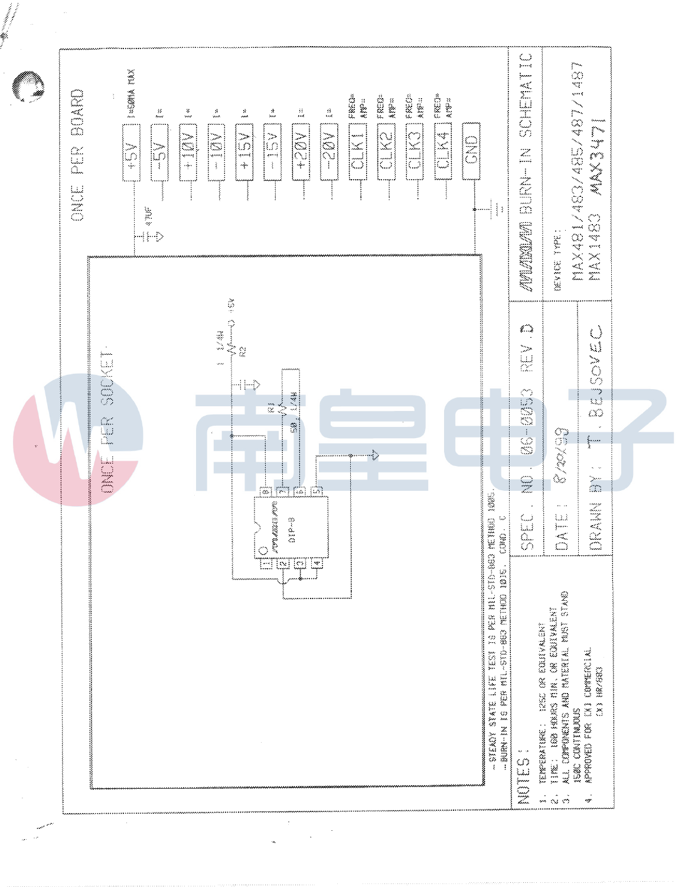ONCE PER BOARD

| Supply | Current |
|---|---|
| +5V | I=50MA MAX |
| -5V | I= |
| +10V | I= |
| -10V | I= |
| +15V | I= |
| -15V | I= |
| +20V | I= |
| -20V | I= |
| CLK1 | FREQ= AMP= |
| CLK2 | FREQ= AMP= |
| CLK3 | FREQ= AMP= |
| CLK4 | FREQ= AMP= |
| GND | |

47UF

ONCE PER SOCKET

R1 50, 1/4W

R2 1, 1/4W

+5V

DIP-8

MAXIM

1 2 3 4 5 6 7 8

- STEADY STATE LIFE TEST IS PER MIL-STD-883 METHOD 1005.
- BURN-IN IS PER MIL-STD-883 METHOD 1015. COND. C

## MAXIM BURN-IN SCHEMATIC

SPEC. NO. 06-0053 REV. D

DATE: 8/20/99

DRAWN BY: T. BEJSOVEC

DEVICE TYPE:

MAX481/483/485/487/1487
MAX1483 MAX3471

NOTES:

1. TEMPERATURE: 125C OR EQUIVALENT
2. TIME: 160 HOURS MIN. OR EQUIVALENT
3. ALL COMPONENTS AND MATERIAL MUST STAND 150C CONTINUOUS
4. APPROVED FOR [X] COMMERCIAL [X] HR/883